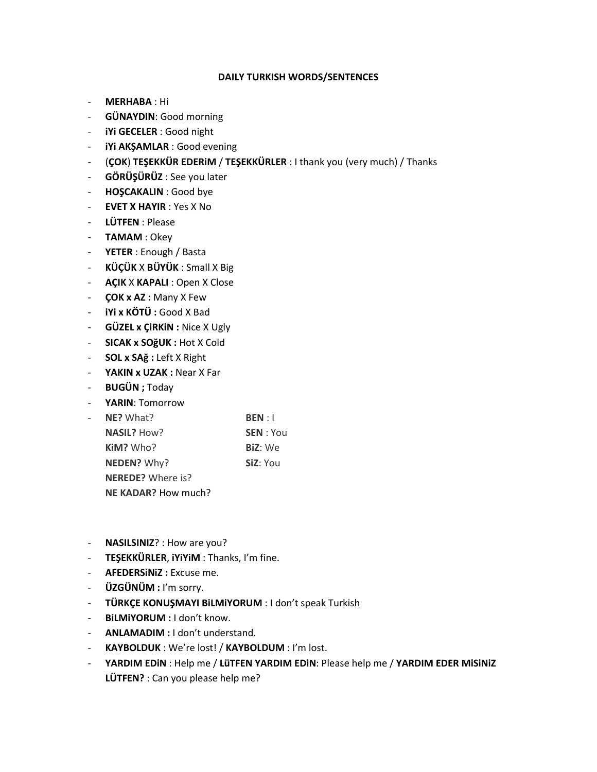**DAILY TURKISH WORDS/SENTENCES**

- **MERHABA** : Hi
- **GÜNAYDIN**: Good morning
- **iYi GECELER** : Good night
- **iYi AKŞAMLAR** : Good evening
- (**ÇOK**) **TEŞEKKÜR EDERiM** / **TEŞEKKÜRLER** : I thank you (very much) / Thanks
- **GÖRÜŞÜRÜZ** : See you later
- **HOŞCAKALIN** : Good bye
- **EVET X HAYIR** : Yes X No
- **LÜTFEN** : Please
- **TAMAM** : Okey
- **YETER** : Enough / Basta
- **KÜÇÜK** X **BÜYÜK** : Small X Big
- **AÇIK** X **KAPALI** : Open X Close
- **ÇOK x AZ :** Many X Few
- **iYi x KÖTÜ :** Good X Bad
- **GÜZEL x ÇiRKiN :** Nice X Ugly
- **SICAK x SOğUK :** Hot X Cold
- **SOL x SAğ :** Left X Right
- **YAKIN x UZAK :** Near X Far
- **BUGÜN ;** Today
- **YARIN**: Tomorrow
- **NE?** What? — **BEN** : I
  **NASIL?** How? — **SEN** : You
  **KiM?** Who? — **BiZ**: We
  **NEDEN?** Why? — **SiZ**: You
  **NEREDE?** Where is?
  **NE KADAR?** How much?

- **NASILSINIZ**? : How are you?
- **TEŞEKKÜRLER**, **iYiYiM** : Thanks, I'm fine.
- **AFEDERSiNiZ :** Excuse me.
- **ÜZGÜNÜM :** I'm sorry.
- **TÜRKÇE KONUŞMAYI BiLMiYORUM** : I don't speak Turkish
- **BiLMiYORUM :** I don't know.
- **ANLAMADIM :** I don't understand.
- **KAYBOLDUK** : We're lost! / **KAYBOLDUM** : I'm lost.
- **YARDIM EDiN** : Help me / **LüTFEN YARDIM EDiN**: Please help me / **YARDIM EDER MiSiNiZ LÜTFEN?** : Can you please help me?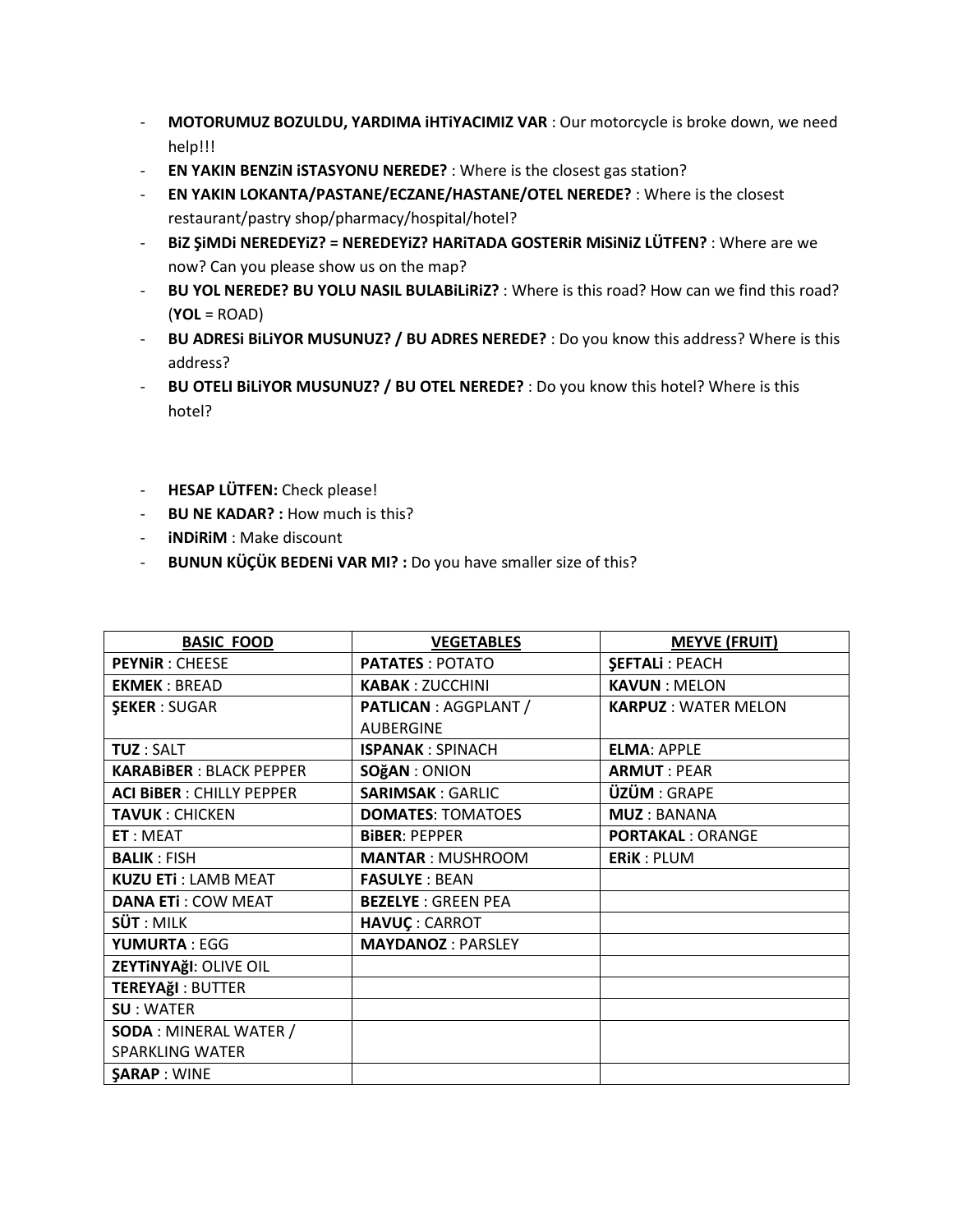- **MOTORUMUZ BOZULDU, YARDIMA iHTiYACIMIZ VAR** : Our motorcycle is broke down, we need help!!!
- **EN YAKIN BENZiN iSTASYONU NEREDE?** : Where is the closest gas station?
- **EN YAKIN LOKANTA/PASTANE/ECZANE/HASTANE/OTEL NEREDE?** : Where is the closest restaurant/pastry shop/pharmacy/hospital/hotel?
- **BiZ ŞiMDi NEREDEYiZ? = NEREDEYiZ? HARiTADA GOSTERiR MiSiNiZ LÜTFEN?** : Where are we now? Can you please show us on the map?
- **BU YOL NEREDE? BU YOLU NASIL BULABiLiRiZ?** : Where is this road? How can we find this road? (**YOL** = ROAD)
- **BU ADRESi BiLiYOR MUSUNUZ? / BU ADRES NEREDE?** : Do you know this address? Where is this address?
- **BU OTELI BiLiYOR MUSUNUZ? / BU OTEL NEREDE?** : Do you know this hotel? Where is this hotel?

- **HESAP LÜTFEN:** Check please!
- **BU NE KADAR? :** How much is this?
- **iNDiRiM** : Make discount
- **BUNUN KÜÇÜK BEDENi VAR MI? :** Do you have smaller size of this?

| BASIC FOOD | VEGETABLES | MEYVE (FRUIT) |
|---|---|---|
| **PEYNiR** : CHEESE | **PATATES** : POTATO | **ŞEFTALi** : PEACH |
| **EKMEK** : BREAD | **KABAK** : ZUCCHINI | **KAVUN** : MELON |
| **ŞEKER** : SUGAR | **PATLICAN** : AGGPLANT / AUBERGINE | **KARPUZ** : WATER MELON |
| **TUZ** : SALT | **ISPANAK** : SPINACH | **ELMA**: APPLE |
| **KARABiBER** : BLACK PEPPER | **SOğAN** : ONION | **ARMUT** : PEAR |
| **ACI BiBER** : CHILLY PEPPER | **SARIMSAK** : GARLIC | **ÜZÜM** : GRAPE |
| **TAVUK** : CHICKEN | **DOMATES**: TOMATOES | **MUZ** : BANANA |
| **ET** : MEAT | **BiBER**: PEPPER | **PORTAKAL** : ORANGE |
| **BALIK** : FISH | **MANTAR** : MUSHROOM | **ERiK** : PLUM |
| **KUZU ETi** : LAMB MEAT | **FASULYE** : BEAN | |
| **DANA ETi** : COW MEAT | **BEZELYE** : GREEN PEA | |
| **SÜT** : MILK | **HAVUÇ** : CARROT | |
| **YUMURTA** : EGG | **MAYDANOZ** : PARSLEY | |
| **ZEYTiNYAğI**: OLIVE OIL | | |
| **TEREYAğI** : BUTTER | | |
| **SU** : WATER | | |
| **SODA** : MINERAL WATER / SPARKLING WATER | | |
| **ŞARAP** : WINE | | |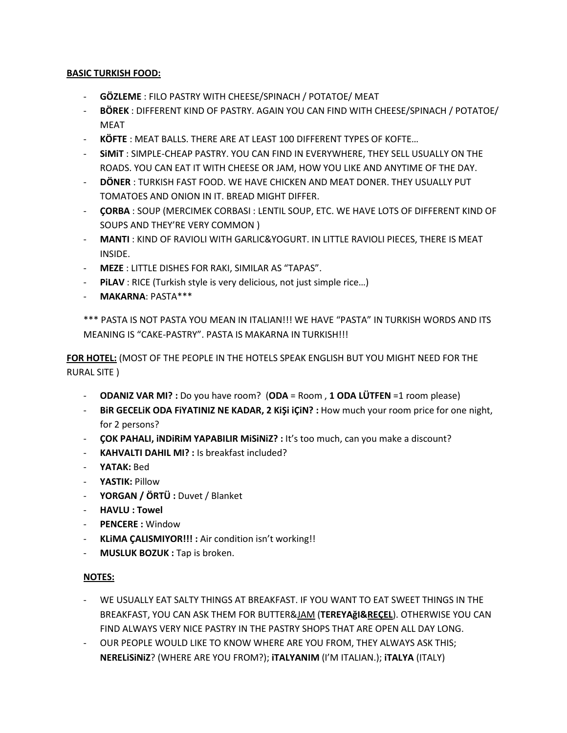**BASIC TURKISH FOOD:**

- **GÖZLEME** : FILO PASTRY WITH CHEESE/SPINACH / POTATOE/ MEAT
- **BÖREK** : DIFFERENT KIND OF PASTRY. AGAIN YOU CAN FIND WITH CHEESE/SPINACH / POTATOE/ MEAT
- **KÖFTE** : MEAT BALLS. THERE ARE AT LEAST 100 DIFFERENT TYPES OF KOFTE…
- **SiMiT** : SIMPLE-CHEAP PASTRY. YOU CAN FIND IN EVERYWHERE, THEY SELL USUALLY ON THE ROADS. YOU CAN EAT IT WITH CHEESE OR JAM, HOW YOU LIKE AND ANYTIME OF THE DAY.
- **DÖNER** : TURKISH FAST FOOD. WE HAVE CHICKEN AND MEAT DONER. THEY USUALLY PUT TOMATOES AND ONION IN IT. BREAD MIGHT DIFFER.
- **ÇORBA** : SOUP (MERCIMEK CORBASI : LENTIL SOUP, ETC. WE HAVE LOTS OF DIFFERENT KIND OF SOUPS AND THEY'RE VERY COMMON )
- **MANTI** : KIND OF RAVIOLI WITH GARLIC&YOGURT. IN LITTLE RAVIOLI PIECES, THERE IS MEAT INSIDE.
- **MEZE** : LITTLE DISHES FOR RAKI, SIMILAR AS "TAPAS".
- **PiLAV** : RICE (Turkish style is very delicious, not just simple rice…)
- **MAKARNA**: PASTA***

*** PASTA IS NOT PASTA YOU MEAN IN ITALIAN!!! WE HAVE "PASTA" IN TURKISH WORDS AND ITS MEANING IS "CAKE-PASTRY". PASTA IS MAKARNA IN TURKISH!!!

**FOR HOTEL:** (MOST OF THE PEOPLE IN THE HOTELS SPEAK ENGLISH BUT YOU MIGHT NEED FOR THE RURAL SITE )

- **ODANIZ VAR MI? :** Do you have room? (**ODA** = Room , **1 ODA LÜTFEN** =1 room please)
- **BiR GECELiK ODA FiYATINIZ NE KADAR, 2 KiŞi iÇiN? :** How much your room price for one night, for 2 persons?
- **ÇOK PAHALI, iNDiRiM YAPABILIR MiSiNiZ? :** It's too much, can you make a discount?
- **KAHVALTI DAHIL MI? :** Is breakfast included?
- **YATAK:** Bed
- **YASTIK:** Pillow
- **YORGAN / ÖRTÜ :** Duvet / Blanket
- **HAVLU : Towel**
- **PENCERE :** Window
- **KLiMA ÇALISMIYOR!!! :** Air condition isn't working!!
- **MUSLUK BOZUK :** Tap is broken.

**NOTES:**

- WE USUALLY EAT SALTY THINGS AT BREAKFAST. IF YOU WANT TO EAT SWEET THINGS IN THE BREAKFAST, YOU CAN ASK THEM FOR BUTTER&JAM (**TEREYAğI&REÇEL**). OTHERWISE YOU CAN FIND ALWAYS VERY NICE PASTRY IN THE PASTRY SHOPS THAT ARE OPEN ALL DAY LONG.
- OUR PEOPLE WOULD LIKE TO KNOW WHERE ARE YOU FROM, THEY ALWAYS ASK THIS; **NERELiSiNiZ**? (WHERE ARE YOU FROM?); **iTALYANIM** (I'M ITALIAN.); **iTALYA** (ITALY)